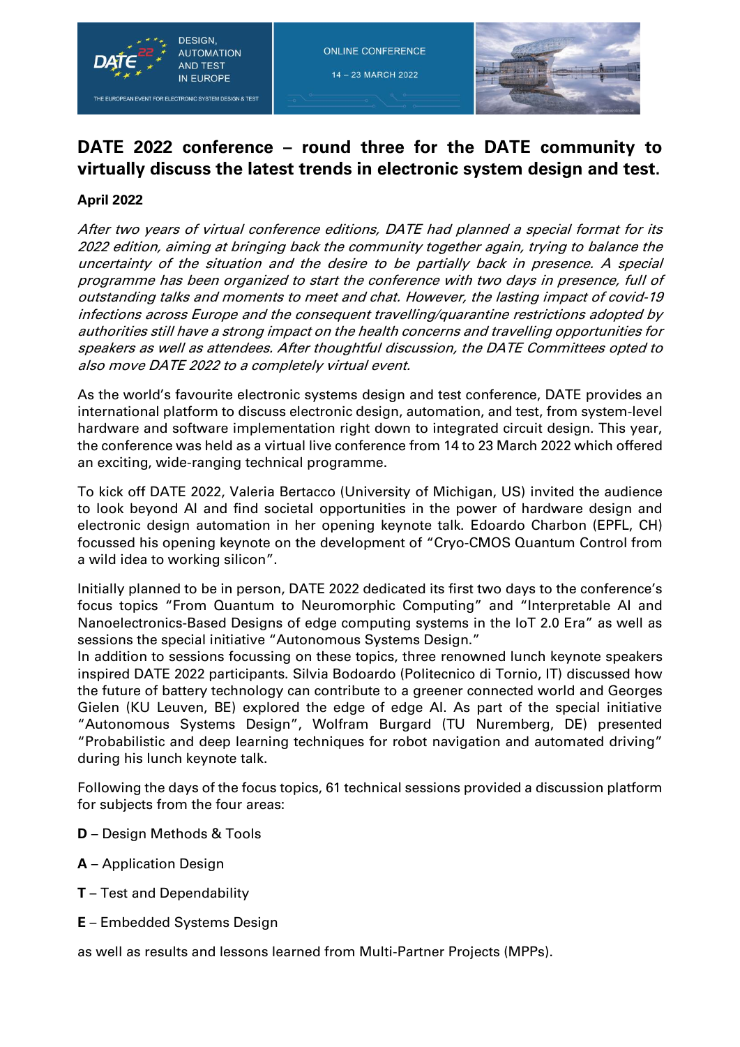# DATE 2022 conference – round three for the DATE community to virtually discuss the latest trends in electronic system design and test.

**April 2022**

*After two years of virtual conference editions, DATE had planned a special format for its 2022 edition, aiming at bringing back the community together again, trying to balance the uncertainty of the situation and the desire to be partially back in presence. A special programme has been organized to start the conference with two days in presence, full of outstanding talks and moments to meet and chat. However, the lasting impact of covid-19 infections across Europe and the consequent travelling/quarantine restrictions adopted by authorities still have a strong impact on the health concerns and travelling opportunities for speakers as well as attendees. After thoughtful discussion, the DATE Committees opted to also move DATE 2022 to a completely virtual event.*

As the world's favourite electronic systems design and test conference, DATE provides an international platform to discuss electronic design, automation, and test, from system-level hardware and software implementation right down to integrated circuit design. This year, the conference was held as a virtual live conference from 14 to 23 March 2022 which offered an exciting, wide-ranging technical programme.

To kick off DATE 2022, Valeria Bertacco (University of Michigan, US) invited the audience to look beyond AI and find societal opportunities in the power of hardware design and electronic design automation in her opening keynote talk. Edoardo Charbon (EPFL, CH) focussed his opening keynote on the development of "Cryo-CMOS Quantum Control from a wild idea to working silicon".

Initially planned to be in person, DATE 2022 dedicated its first two days to the conference's focus topics "From Quantum to Neuromorphic Computing" and "Interpretable AI and Nanoelectronics-Based Designs of edge computing systems in the IoT 2.0 Era" as well as sessions the special initiative "Autonomous Systems Design."
In addition to sessions focussing on these topics, three renowned lunch keynote speakers inspired DATE 2022 participants. Silvia Bodoardo (Politecnico di Tornio, IT) discussed how the future of battery technology can contribute to a greener connected world and Georges Gielen (KU Leuven, BE) explored the edge of edge AI. As part of the special initiative "Autonomous Systems Design", Wolfram Burgard (TU Nuremberg, DE) presented "Probabilistic and deep learning techniques for robot navigation and automated driving" during his lunch keynote talk.

Following the days of the focus topics, 61 technical sessions provided a discussion platform for subjects from the four areas:

**D** – Design Methods & Tools

**A** – Application Design

**T** – Test and Dependability

**E** – Embedded Systems Design

as well as results and lessons learned from Multi-Partner Projects (MPPs).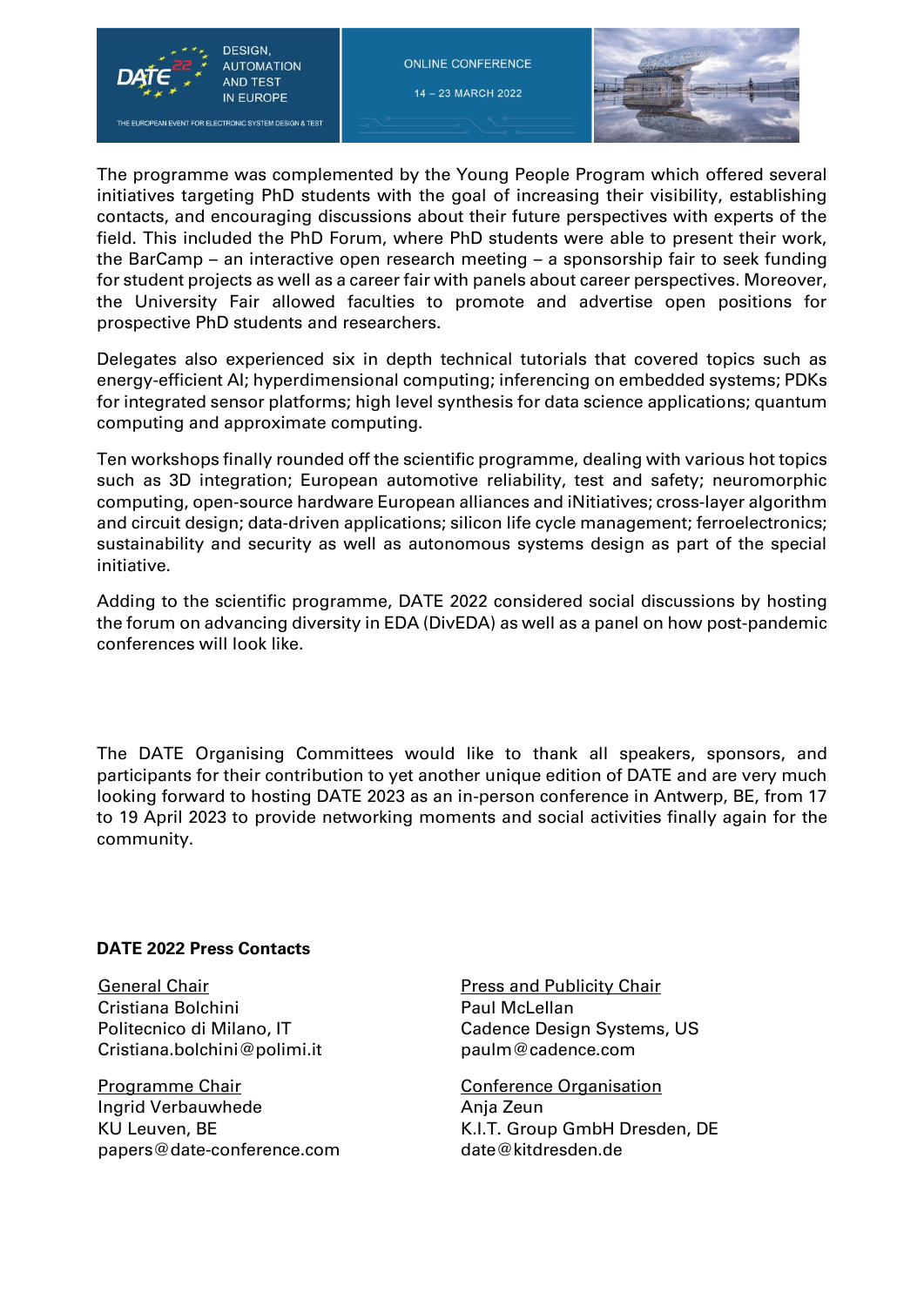The programme was complemented by the Young People Program which offered several initiatives targeting PhD students with the goal of increasing their visibility, establishing contacts, and encouraging discussions about their future perspectives with experts of the field. This included the PhD Forum, where PhD students were able to present their work, the BarCamp – an interactive open research meeting – a sponsorship fair to seek funding for student projects as well as a career fair with panels about career perspectives. Moreover, the University Fair allowed faculties to promote and advertise open positions for prospective PhD students and researchers.

Delegates also experienced six in depth technical tutorials that covered topics such as energy-efficient AI; hyperdimensional computing; inferencing on embedded systems; PDKs for integrated sensor platforms; high level synthesis for data science applications; quantum computing and approximate computing.

Ten workshops finally rounded off the scientific programme, dealing with various hot topics such as 3D integration; European automotive reliability, test and safety; neuromorphic computing, open-source hardware European alliances and iNitiatives; cross-layer algorithm and circuit design; data-driven applications; silicon life cycle management; ferroelectronics; sustainability and security as well as autonomous systems design as part of the special initiative.

Adding to the scientific programme, DATE 2022 considered social discussions by hosting the forum on advancing diversity in EDA (DivEDA) as well as a panel on how post-pandemic conferences will look like.

The DATE Organising Committees would like to thank all speakers, sponsors, and participants for their contribution to yet another unique edition of DATE and are very much looking forward to hosting DATE 2023 as an in-person conference in Antwerp, BE, from 17 to 19 April 2023 to provide networking moments and social activities finally again for the community.

**DATE 2022 Press Contacts**

General Chair
Cristiana Bolchini
Politecnico di Milano, IT
Cristiana.bolchini@polimi.it

Press and Publicity Chair
Paul McLellan
Cadence Design Systems, US
paulm@cadence.com

Programme Chair
Ingrid Verbauwhede
KU Leuven, BE
papers@date-conference.com

Conference Organisation
Anja Zeun
K.I.T. Group GmbH Dresden, DE
date@kitdresden.de